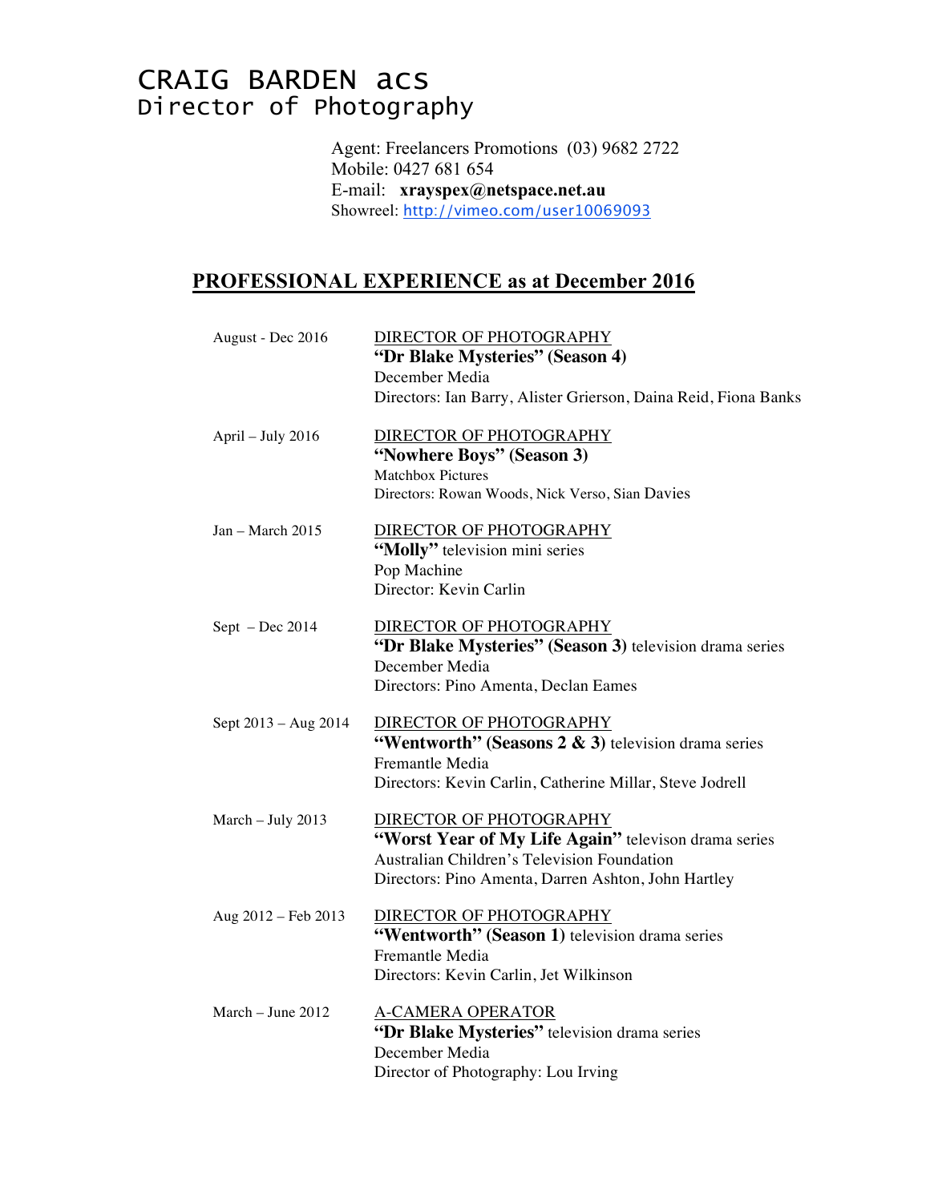# CRAIG BARDEN acs
## Director of Photography

Agent: Freelancers Promotions (03) 9682 2722
Mobile: 0427 681 654
E-mail: **xrayspex@netspace.net.au**
Showreel: http://vimeo.com/user10069093

## PROFESSIONAL EXPERIENCE as at December 2016

| | |
|---|---|
| August - Dec 2016 | DIRECTOR OF PHOTOGRAPHY<br>**"Dr Blake Mysteries" (Season 4)**<br>December Media<br>Directors: Ian Barry, Alister Grierson, Daina Reid, Fiona Banks |
| April – July 2016 | DIRECTOR OF PHOTOGRAPHY<br>**"Nowhere Boys" (Season 3)**<br>Matchbox Pictures<br>Directors: Rowan Woods, Nick Verso, Sian Davies |
| Jan – March 2015 | DIRECTOR OF PHOTOGRAPHY<br>**"Molly"** television mini series<br>Pop Machine<br>Director: Kevin Carlin |
| Sept – Dec 2014 | DIRECTOR OF PHOTOGRAPHY<br>**"Dr Blake Mysteries" (Season 3)** television drama series<br>December Media<br>Directors: Pino Amenta, Declan Eames |
| Sept 2013 – Aug 2014 | DIRECTOR OF PHOTOGRAPHY<br>**"Wentworth" (Seasons 2 & 3)** television drama series<br>Fremantle Media<br>Directors: Kevin Carlin, Catherine Millar, Steve Jodrell |
| March – July 2013 | DIRECTOR OF PHOTOGRAPHY<br>**"Worst Year of My Life Again"** televison drama series<br>Australian Children's Television Foundation<br>Directors: Pino Amenta, Darren Ashton, John Hartley |
| Aug 2012 – Feb 2013 | DIRECTOR OF PHOTOGRAPHY<br>**"Wentworth" (Season 1)** television drama series<br>Fremantle Media<br>Directors: Kevin Carlin, Jet Wilkinson |
| March – June 2012 | A-CAMERA OPERATOR<br>**"Dr Blake Mysteries"** television drama series<br>December Media<br>Director of Photography: Lou Irving |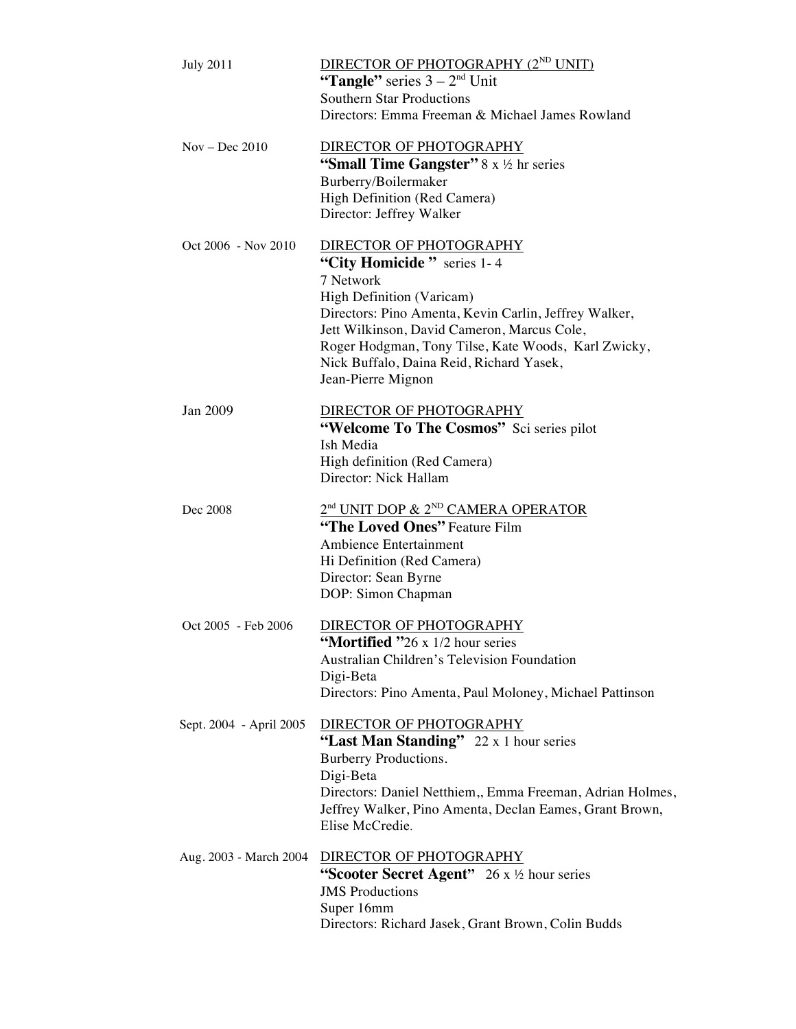| | |
|---|---|
| July 2011 | <u>DIRECTOR OF PHOTOGRAPHY (2ND UNIT)</u><br>**"Tangle"** series 3 – 2nd Unit<br>Southern Star Productions<br>Directors: Emma Freeman & Michael James Rowland |
| Nov – Dec 2010 | <u>DIRECTOR OF PHOTOGRAPHY</u><br>**"Small Time Gangster"** 8 x ½ hr series<br>Burberry/Boilermaker<br>High Definition (Red Camera)<br>Director: Jeffrey Walker |
| Oct 2006 - Nov 2010 | <u>DIRECTOR OF PHOTOGRAPHY</u><br>**"City Homicide "** series 1- 4<br>7 Network<br>High Definition (Varicam)<br>Directors: Pino Amenta, Kevin Carlin, Jeffrey Walker, Jett Wilkinson, David Cameron, Marcus Cole, Roger Hodgman, Tony Tilse, Kate Woods, Karl Zwicky, Nick Buffalo, Daina Reid, Richard Yasek, Jean-Pierre Mignon |
| Jan 2009 | <u>DIRECTOR OF PHOTOGRAPHY</u><br>**"Welcome To The Cosmos"** Sci series pilot<br>Ish Media<br>High definition (Red Camera)<br>Director: Nick Hallam |
| Dec 2008 | <u>2nd UNIT DOP & 2ND CAMERA OPERATOR</u><br>**"The Loved Ones"** Feature Film<br>Ambience Entertainment<br>Hi Definition (Red Camera)<br>Director: Sean Byrne<br>DOP: Simon Chapman |
| Oct 2005 - Feb 2006 | <u>DIRECTOR OF PHOTOGRAPHY</u><br>**"Mortified "**26 x 1/2 hour series<br>Australian Children's Television Foundation<br>Digi-Beta<br>Directors: Pino Amenta, Paul Moloney, Michael Pattinson |
| Sept. 2004 - April 2005 | <u>DIRECTOR OF PHOTOGRAPHY</u><br>**"Last Man Standing"** 22 x 1 hour series<br>Burberry Productions.<br>Digi-Beta<br>Directors: Daniel Netthiem,, Emma Freeman, Adrian Holmes, Jeffrey Walker, Pino Amenta, Declan Eames, Grant Brown, Elise McCredie. |
| Aug. 2003 - March 2004 | <u>DIRECTOR OF PHOTOGRAPHY</u><br>**"Scooter Secret Agent"** 26 x ½ hour series<br>JMS Productions<br>Super 16mm<br>Directors: Richard Jasek, Grant Brown, Colin Budds |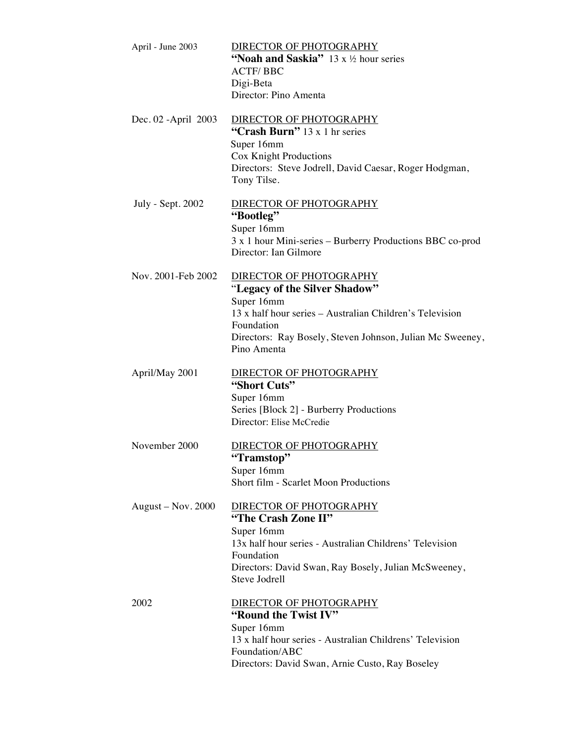April - June 2003 — <u>DIRECTOR OF PHOTOGRAPHY</u>
**"Noah and Saskia"** 13 x ½ hour series
ACTF/ BBC
Digi-Beta
Director: Pino Amenta

Dec. 02 -April 2003 — <u>DIRECTOR OF PHOTOGRAPHY</u>
**"Crash Burn"** 13 x 1 hr series
Super 16mm
Cox Knight Productions
Directors: Steve Jodrell, David Caesar, Roger Hodgman, Tony Tilse.

July - Sept. 2002 — <u>DIRECTOR OF PHOTOGRAPHY</u>
**"Bootleg"**
Super 16mm
3 x 1 hour Mini-series – Burberry Productions BBC co-prod
Director: Ian Gilmore

Nov. 2001-Feb 2002 — <u>DIRECTOR OF PHOTOGRAPHY</u>
**"Legacy of the Silver Shadow"**
Super 16mm
13 x half hour series – Australian Children's Television Foundation
Directors: Ray Bosely, Steven Johnson, Julian Mc Sweeney, Pino Amenta

April/May 2001 — <u>DIRECTOR OF PHOTOGRAPHY</u>
**"Short Cuts"**
Super 16mm
Series [Block 2] - Burberry Productions
Director: Elise McCredie

November 2000 — <u>DIRECTOR OF PHOTOGRAPHY</u>
**"Tramstop"**
Super 16mm
Short film - Scarlet Moon Productions

August – Nov. 2000 — <u>DIRECTOR OF PHOTOGRAPHY</u>
**"The Crash Zone II"**
Super 16mm
13x half hour series - Australian Childrens' Television Foundation
Directors: David Swan, Ray Bosely, Julian McSweeney, Steve Jodrell

2002 — <u>DIRECTOR OF PHOTOGRAPHY</u>
**"Round the Twist IV"**
Super 16mm
13 x half hour series - Australian Childrens' Television Foundation/ABC
Directors: David Swan, Arnie Custo, Ray Boseley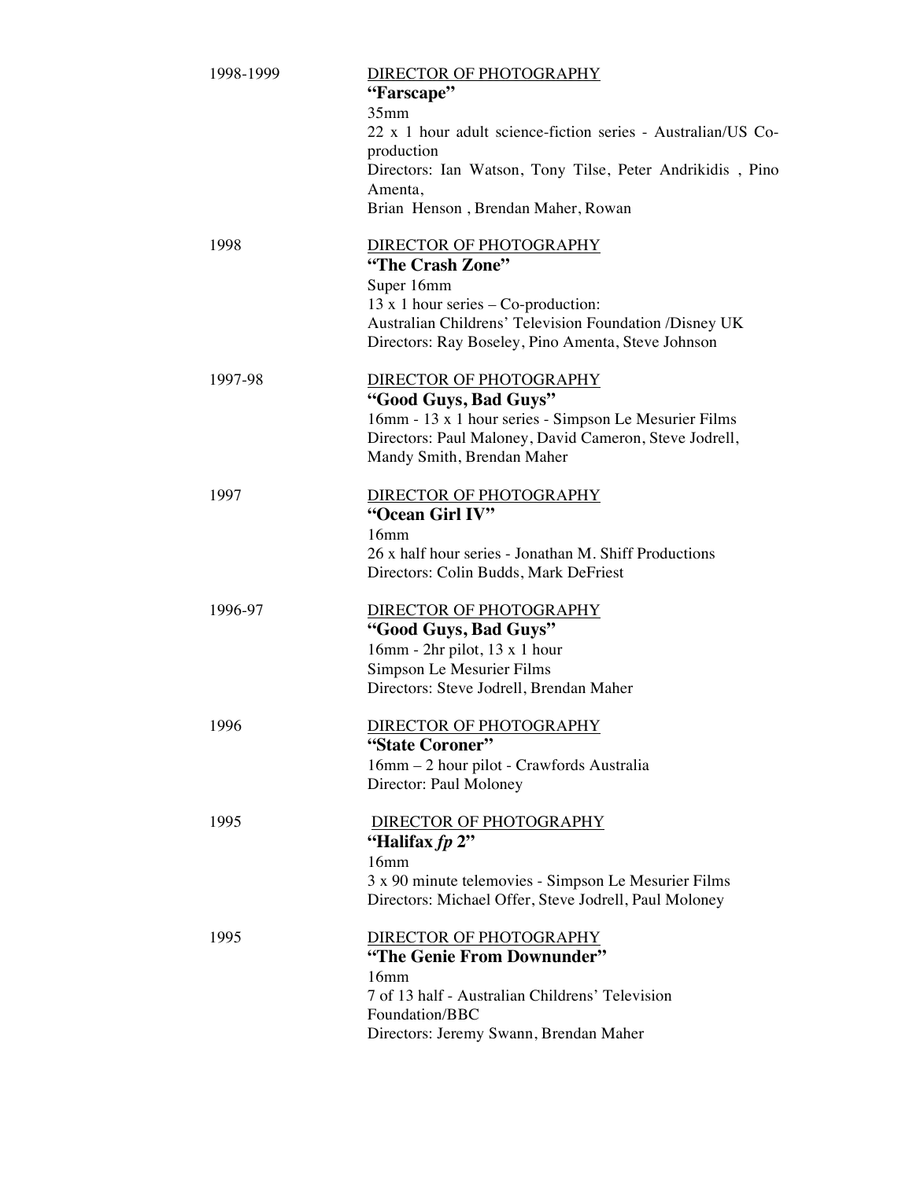1998-1999

DIRECTOR OF PHOTOGRAPHY
**"Farscape"**
35mm
22 x 1 hour adult science-fiction series - Australian/US Co-production
Directors: Ian Watson, Tony Tilse, Peter Andrikidis , Pino Amenta,
Brian Henson , Brendan Maher, Rowan

1998

DIRECTOR OF PHOTOGRAPHY
**"The Crash Zone"**
Super 16mm
13 x 1 hour series – Co-production:
Australian Childrens' Television Foundation /Disney UK
Directors: Ray Boseley, Pino Amenta, Steve Johnson

1997-98

DIRECTOR OF PHOTOGRAPHY
**"Good Guys, Bad Guys"**
16mm - 13 x 1 hour series - Simpson Le Mesurier Films
Directors: Paul Maloney, David Cameron, Steve Jodrell, Mandy Smith, Brendan Maher

1997

DIRECTOR OF PHOTOGRAPHY
**"Ocean Girl IV"**
16mm
26 x half hour series - Jonathan M. Shiff Productions
Directors: Colin Budds, Mark DeFriest

1996-97

DIRECTOR OF PHOTOGRAPHY
**"Good Guys, Bad Guys"**
16mm - 2hr pilot, 13 x 1 hour
Simpson Le Mesurier Films
Directors: Steve Jodrell, Brendan Maher

1996

DIRECTOR OF PHOTOGRAPHY
**"State Coroner"**
16mm – 2 hour pilot - Crawfords Australia
Director: Paul Moloney

1995

DIRECTOR OF PHOTOGRAPHY
**"Halifax *fp* 2"**
16mm
3 x 90 minute telemovies - Simpson Le Mesurier Films
Directors: Michael Offer, Steve Jodrell, Paul Moloney

1995

DIRECTOR OF PHOTOGRAPHY
**"The Genie From Downunder"**
16mm
7 of 13 half - Australian Childrens' Television Foundation/BBC
Directors: Jeremy Swann, Brendan Maher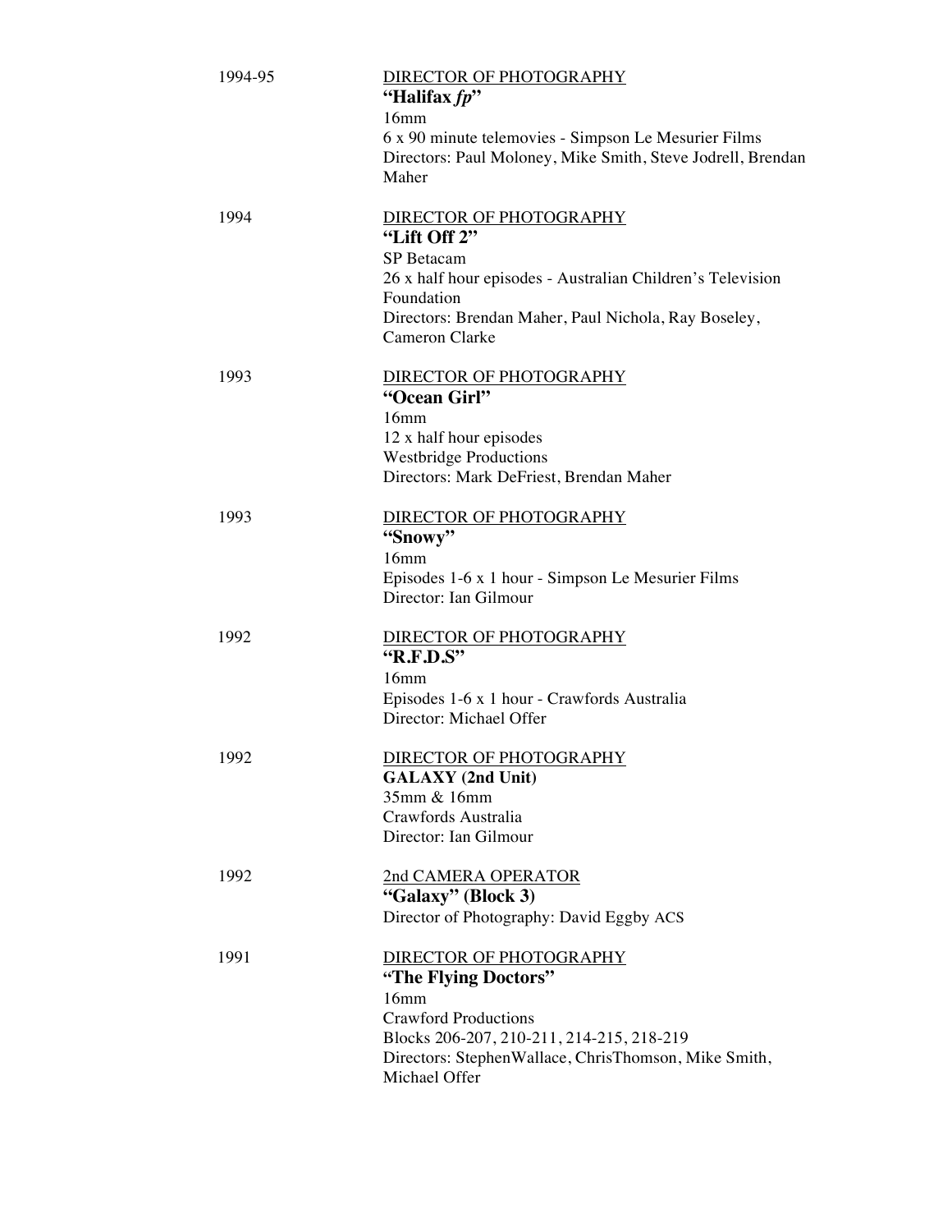1994-95

<u>DIRECTOR OF PHOTOGRAPHY</u>
**"Halifax *fp*"**
16mm
6 x 90 minute telemovies - Simpson Le Mesurier Films
Directors: Paul Moloney, Mike Smith, Steve Jodrell, Brendan Maher

1994

<u>DIRECTOR OF PHOTOGRAPHY</u>
**"Lift Off 2"**
SP Betacam
26 x half hour episodes - Australian Children's Television Foundation
Directors: Brendan Maher, Paul Nichola, Ray Boseley, Cameron Clarke

1993

<u>DIRECTOR OF PHOTOGRAPHY</u>
**"Ocean Girl"**
16mm
12 x half hour episodes
Westbridge Productions
Directors: Mark DeFriest, Brendan Maher

1993

<u>DIRECTOR OF PHOTOGRAPHY</u>
**"Snowy"**
16mm
Episodes 1-6 x 1 hour - Simpson Le Mesurier Films
Director: Ian Gilmour

1992

<u>DIRECTOR OF PHOTOGRAPHY</u>
**"R.F.D.S"**
16mm
Episodes 1-6 x 1 hour - Crawfords Australia
Director: Michael Offer

1992

<u>DIRECTOR OF PHOTOGRAPHY</u>
**GALAXY (2nd Unit)**
35mm & 16mm
Crawfords Australia
Director: Ian Gilmour

1992

<u>2nd CAMERA OPERATOR</u>
**"Galaxy" (Block 3)**
Director of Photography: David Eggby ACS

1991

<u>DIRECTOR OF PHOTOGRAPHY</u>
**"The Flying Doctors"**
16mm
Crawford Productions
Blocks 206-207, 210-211, 214-215, 218-219
Directors: StephenWallace, ChrisThomson, Mike Smith, Michael Offer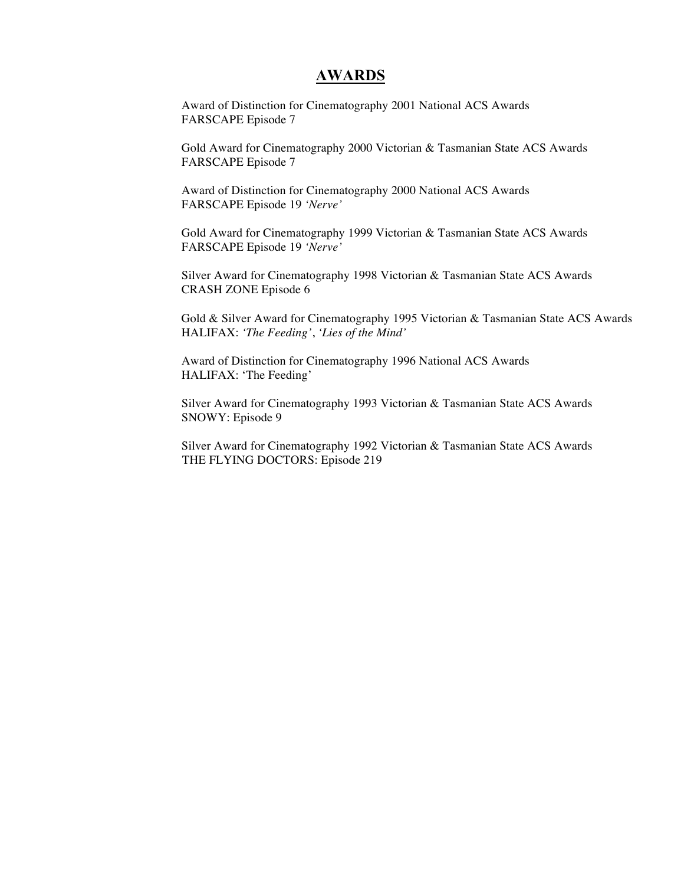## AWARDS

Award of Distinction for Cinematography 2001 National ACS Awards
FARSCAPE Episode 7

Gold Award for Cinematography 2000 Victorian & Tasmanian State ACS Awards
FARSCAPE Episode 7

Award of Distinction for Cinematography 2000 National ACS Awards
FARSCAPE Episode 19 *'Nerve'*

Gold Award for Cinematography 1999 Victorian & Tasmanian State ACS Awards
FARSCAPE Episode 19 *'Nerve'*

Silver Award for Cinematography 1998 Victorian & Tasmanian State ACS Awards
CRASH ZONE Episode 6

Gold & Silver Award for Cinematography 1995 Victorian & Tasmanian State ACS Awards
HALIFAX: *'The Feeding'*, *'Lies of the Mind'*

Award of Distinction for Cinematography 1996 National ACS Awards
HALIFAX: 'The Feeding'

Silver Award for Cinematography 1993 Victorian & Tasmanian State ACS Awards
SNOWY: Episode 9

Silver Award for Cinematography 1992 Victorian & Tasmanian State ACS Awards
THE FLYING DOCTORS: Episode 219